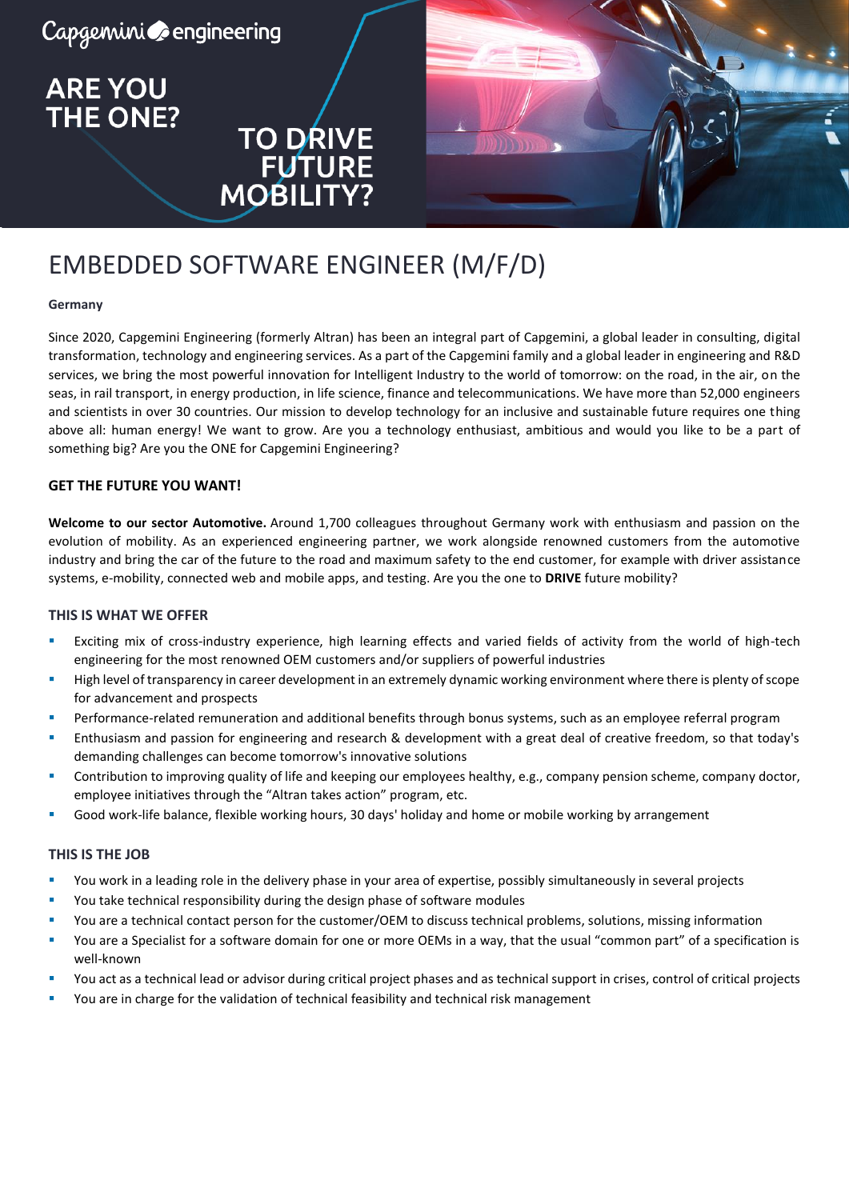Capgemini engineering

ARE YOU THE ONE? TO DRIVE FUTURE MOBILITY?

# EMBEDDED SOFTWARE ENGINEER (M/F/D)

**Germany**

Since 2020, Capgemini Engineering (formerly Altran) has been an integral part of Capgemini, a global leader in consulting, digital transformation, technology and engineering services. As a part of the Capgemini family and a global leader in engineering and R&D services, we bring the most powerful innovation for Intelligent Industry to the world of tomorrow: on the road, in the air, on the seas, in rail transport, in energy production, in life science, finance and telecommunications. We have more than 52,000 engineers and scientists in over 30 countries. Our mission to develop technology for an inclusive and sustainable future requires one thing above all: human energy! We want to grow. Are you a technology enthusiast, ambitious and would you like to be a part of something big? Are you the ONE for Capgemini Engineering?

**GET THE FUTURE YOU WANT!**

**Welcome to our sector Automotive.** Around 1,700 colleagues throughout Germany work with enthusiasm and passion on the evolution of mobility. As an experienced engineering partner, we work alongside renowned customers from the automotive industry and bring the car of the future to the road and maximum safety to the end customer, for example with driver assistance systems, e-mobility, connected web and mobile apps, and testing. Are you the one to **DRIVE** future mobility?

## THIS IS WHAT WE OFFER

- Exciting mix of cross-industry experience, high learning effects and varied fields of activity from the world of high-tech engineering for the most renowned OEM customers and/or suppliers of powerful industries
- High level of transparency in career development in an extremely dynamic working environment where there is plenty of scope for advancement and prospects
- Performance-related remuneration and additional benefits through bonus systems, such as an employee referral program
- Enthusiasm and passion for engineering and research & development with a great deal of creative freedom, so that today's demanding challenges can become tomorrow's innovative solutions
- Contribution to improving quality of life and keeping our employees healthy, e.g., company pension scheme, company doctor, employee initiatives through the "Altran takes action" program, etc.
- Good work-life balance, flexible working hours, 30 days' holiday and home or mobile working by arrangement

## THIS IS THE JOB

- You work in a leading role in the delivery phase in your area of expertise, possibly simultaneously in several projects
- You take technical responsibility during the design phase of software modules
- You are a technical contact person for the customer/OEM to discuss technical problems, solutions, missing information
- You are a Specialist for a software domain for one or more OEMs in a way, that the usual "common part" of a specification is well-known
- You act as a technical lead or advisor during critical project phases and as technical support in crises, control of critical projects
- You are in charge for the validation of technical feasibility and technical risk management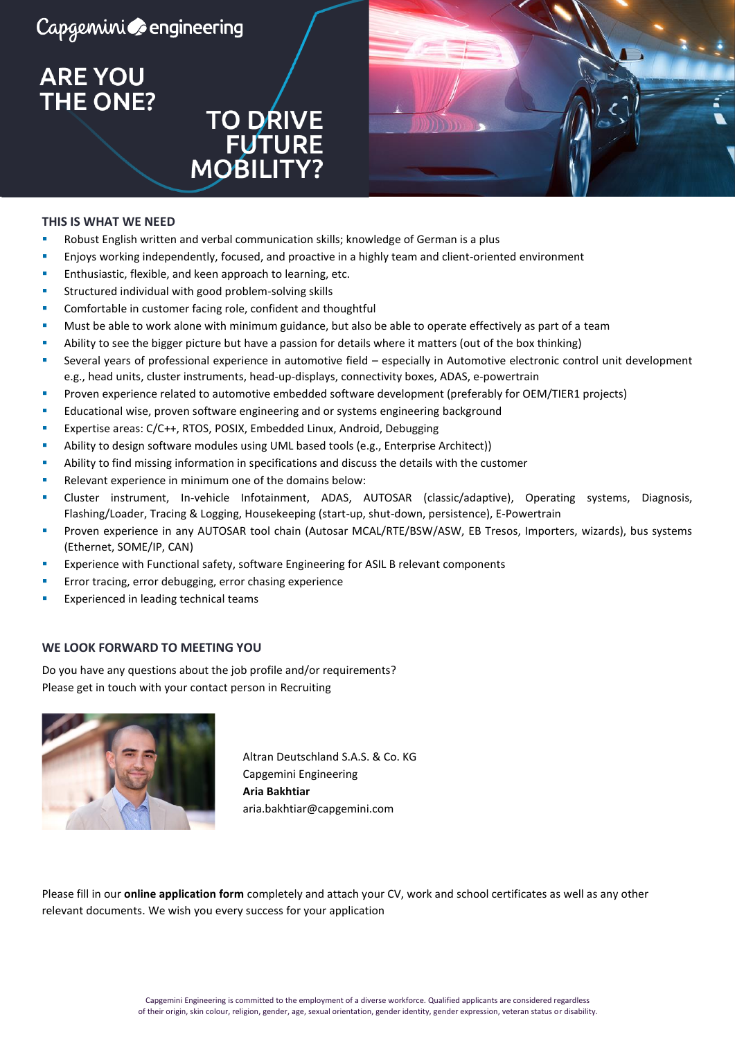Capgemini engineering

# ARE YOU THE ONE?

# TO DRIVE FUTURE MOBILITY?

## THIS IS WHAT WE NEED

- Robust English written and verbal communication skills; knowledge of German is a plus
- Enjoys working independently, focused, and proactive in a highly team and client-oriented environment
- Enthusiastic, flexible, and keen approach to learning, etc.
- Structured individual with good problem-solving skills
- Comfortable in customer facing role, confident and thoughtful
- Must be able to work alone with minimum guidance, but also be able to operate effectively as part of a team
- Ability to see the bigger picture but have a passion for details where it matters (out of the box thinking)
- Several years of professional experience in automotive field – especially in Automotive electronic control unit development e.g., head units, cluster instruments, head-up-displays, connectivity boxes, ADAS, e-powertrain
- Proven experience related to automotive embedded software development (preferably for OEM/TIER1 projects)
- Educational wise, proven software engineering and or systems engineering background
- Expertise areas: C/C++, RTOS, POSIX, Embedded Linux, Android, Debugging
- Ability to design software modules using UML based tools (e.g., Enterprise Architect))
- Ability to find missing information in specifications and discuss the details with the customer
- Relevant experience in minimum one of the domains below:
- Cluster instrument, In-vehicle Infotainment, ADAS, AUTOSAR (classic/adaptive), Operating systems, Diagnosis, Flashing/Loader, Tracing & Logging, Housekeeping (start-up, shut-down, persistence), E-Powertrain
- Proven experience in any AUTOSAR tool chain (Autosar MCAL/RTE/BSW/ASW, EB Tresos, Importers, wizards), bus systems (Ethernet, SOME/IP, CAN)
- Experience with Functional safety, software Engineering for ASIL B relevant components
- Error tracing, error debugging, error chasing experience
- Experienced in leading technical teams

## WE LOOK FORWARD TO MEETING YOU

Do you have any questions about the job profile and/or requirements?
Please get in touch with your contact person in Recruiting

Altran Deutschland S.A.S. & Co. KG
Capgemini Engineering
**Aria Bakhtiar**
aria.bakhtiar@capgemini.com

Please fill in our **online application form** completely and attach your CV, work and school certificates as well as any other relevant documents. We wish you every success for your application

Capgemini Engineering is committed to the employment of a diverse workforce. Qualified applicants are considered regardless of their origin, skin colour, religion, gender, age, sexual orientation, gender identity, gender expression, veteran status or disability.